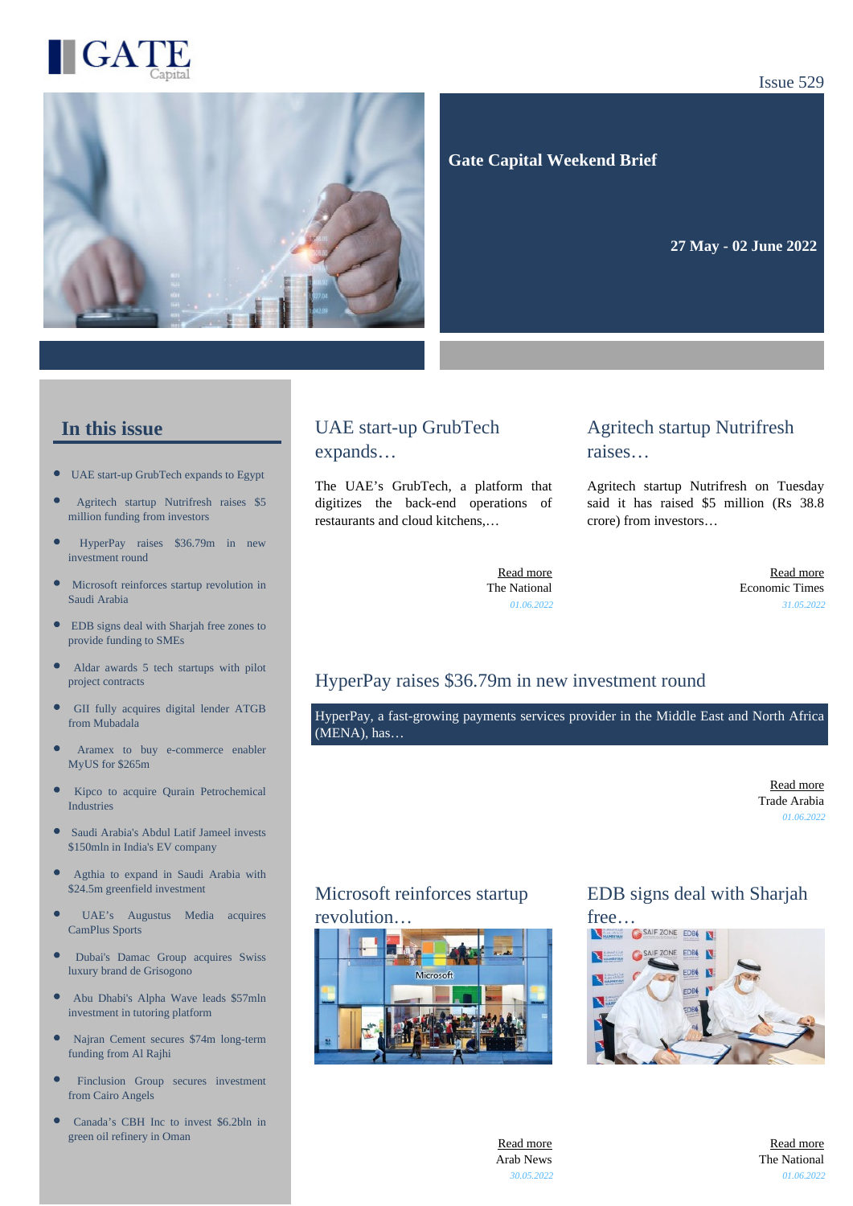GATE Capital

Issue 529

# Gate Capital Weekend Brief

**27 May - 02 June 2022**

## In this issue

- UAE start-up GrubTech expands to Egypt
- Agritech startup Nutrifresh raises $5 million funding from investors
- HyperPay raises $36.79m in new investment round
- Microsoft reinforces startup revolution in Saudi Arabia
- EDB signs deal with Sharjah free zones to provide funding to SMEs
- Aldar awards 5 tech startups with pilot project contracts
- GII fully acquires digital lender ATGB from Mubadala
- Aramex to buy e-commerce enabler MyUS for $265m
- Kipco to acquire Qurain Petrochemical Industries
- Saudi Arabia's Abdul Latif Jameel invests $150mln in India's EV company
- Agthia to expand in Saudi Arabia with $24.5m greenfield investment
- UAE's Augustus Media acquires CamPlus Sports
- Dubai's Damac Group acquires Swiss luxury brand de Grisogono
- Abu Dhabi's Alpha Wave leads $57mln investment in tutoring platform
- Najran Cement secures $74m long-term funding from Al Rajhi
- Finclusion Group secures investment from Cairo Angels
- Canada's CBH Inc to invest $6.2bln in green oil refinery in Oman

## UAE start-up GrubTech expands…

The UAE's GrubTech, a platform that digitizes the back-end operations of restaurants and cloud kitchens,…

Read more
The National
*01.06.2022*

## Agritech startup Nutrifresh raises…

Agritech startup Nutrifresh on Tuesday said it has raised $5 million (Rs 38.8 crore) from investors…

Read more
Economic Times
*31.05.2022*

## HyperPay raises $36.79m in new investment round

HyperPay, a fast-growing payments services provider in the Middle East and North Africa (MENA), has…

Read more
Trade Arabia
*01.06.2022*

## Microsoft reinforces startup revolution…

Read more
Arab News
*30.05.2022*

## EDB signs deal with Sharjah free…

Read more
The National
*01.06.2022*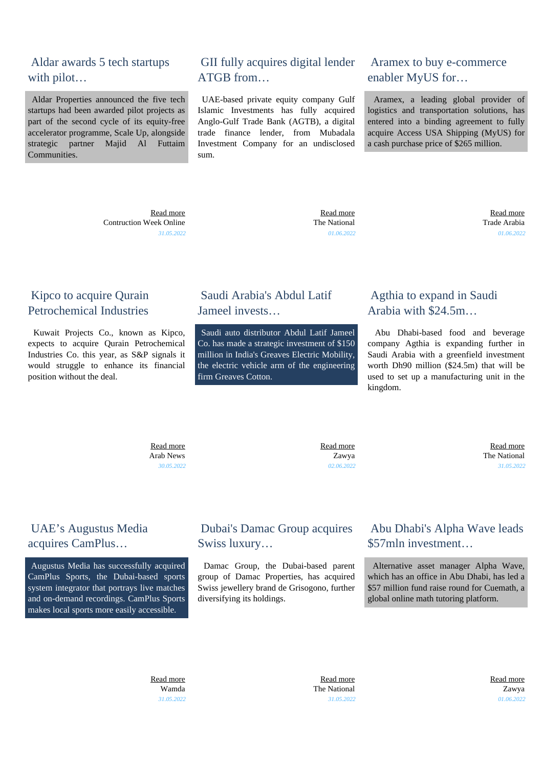## Aldar awards 5 tech startups with pilot…

Aldar Properties announced the five tech startups had been awarded pilot projects as part of the second cycle of its equity-free accelerator programme, Scale Up, alongside strategic partner Majid Al Futtaim Communities.

Read more
Contruction Week Online
31.05.2022

## GII fully acquires digital lender ATGB from…

UAE-based private equity company Gulf Islamic Investments has fully acquired Anglo-Gulf Trade Bank (AGTB), a digital trade finance lender, from Mubadala Investment Company for an undisclosed sum.

Read more
The National
01.06.2022

## Aramex to buy e-commerce enabler MyUS for…

Aramex, a leading global provider of logistics and transportation solutions, has entered into a binding agreement to fully acquire Access USA Shipping (MyUS) for a cash purchase price of $265 million.

Read more
Trade Arabia
01.06.2022

## Kipco to acquire Qurain Petrochemical Industries

Kuwait Projects Co., known as Kipco, expects to acquire Qurain Petrochemical Industries Co. this year, as S&P signals it would struggle to enhance its financial position without the deal.

Read more
Arab News
30.05.2022

## Saudi Arabia's Abdul Latif Jameel invests…

Saudi auto distributor Abdul Latif Jameel Co. has made a strategic investment of $150 million in India's Greaves Electric Mobility, the electric vehicle arm of the engineering firm Greaves Cotton.

Read more
Zawya
02.06.2022

## Agthia to expand in Saudi Arabia with $24.5m…

Abu Dhabi-based food and beverage company Agthia is expanding further in Saudi Arabia with a greenfield investment worth Dh90 million ($24.5m) that will be used to set up a manufacturing unit in the kingdom.

Read more
The National
31.05.2022

## UAE's Augustus Media acquires CamPlus…

Augustus Media has successfully acquired CamPlus Sports, the Dubai-based sports system integrator that portrays live matches and on-demand recordings. CamPlus Sports makes local sports more easily accessible.

Read more
Wamda
31.05.2022

## Dubai's Damac Group acquires Swiss luxury…

Damac Group, the Dubai-based parent group of Damac Properties, has acquired Swiss jewellery brand de Grisogono, further diversifying its holdings.

Read more
The National
31.05.2022

## Abu Dhabi's Alpha Wave leads $57mln investment…

Alternative asset manager Alpha Wave, which has an office in Abu Dhabi, has led a $57 million fund raise round for Cuemath, a global online math tutoring platform.

Read more
Zawya
01.06.2022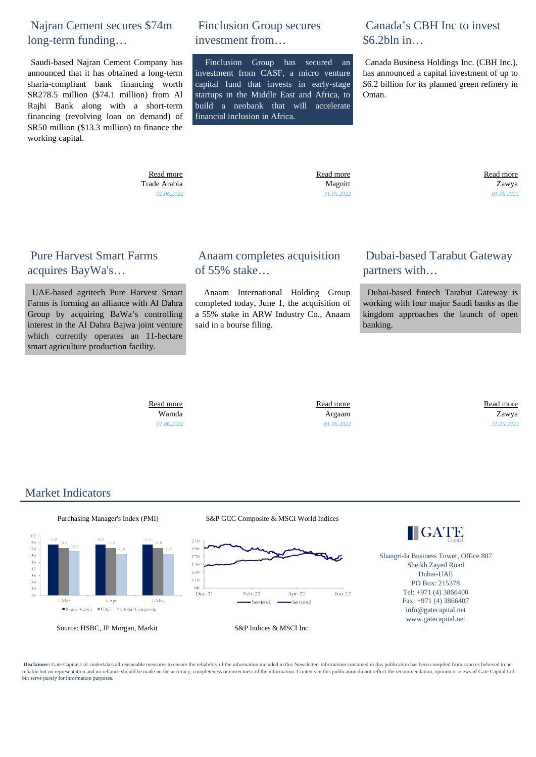## Najran Cement secures $74m long-term funding…

Saudi-based Najran Cement Company has announced that it has obtained a long-term sharia-compliant bank financing worth SR278.5 million ($74.1 million) from Al Rajhi Bank along with a short-term financing (revolving loan on demand) of SR50 million ($13.3 million) to finance the working capital.

Read more
Trade Arabia
*02.06.2022*

## Finclusion Group secures investment from…

Finclusion Group has secured an investment from CASF, a micro venture capital fund that invests in early-stage startups in the Middle East and Africa, to build a neobank that will accelerate financial inclusion in Africa.

Read more
Magnitt
*31.05.2022*

## Canada's CBH Inc to invest $6.2bln in…

Canada Business Holdings Inc. (CBH Inc.), has announced a capital investment of up to $6.2 billion for its planned green refinery in Oman.

Read more
Zawya
*01.06.2022*

## Pure Harvest Smart Farms acquires BayWa's…

UAE-based agritech Pure Harvest Smart Farms is forming an alliance with Al Dahra Group by acquiring BaWa's controlling interest in the Al Dahra Bajwa joint venture which currently operates an 11-hectare smart agriculture production facility.

Read more
Wamda
*01.06.2022*

## Anaam completes acquisition of 55% stake…

Anaam International Holding Group completed today, June 1, the acquisition of a 55% stake in ARW Industry Co., Anaam said in a bourse filing.

Read more
Argaam
*01.06.2022*

## Dubai-based Tarabut Gateway partners with…

Dubai-based fintech Tarabut Gateway is working with four major Saudi banks as the kingdom approaches the launch of open banking.

Read more
Zawya
*31.05.2022*

# Market Indicators

Purchasing Manager's Index (PMI)

62
58
54
50
46
42
38
34
30
26

56.8 51.8 52.7
56.8 51.8 51.0
56.9 51.8 51.0

1-Mar
1-Apr
1-May

Saudi Arabia
UAE
Global Composite

Source: HSBC, JP Morgan, Markit

S&P GCC Composite & MSCI World Indices

210
190
170
150
130
110
90

Dec-21
Feb-22
Apr-22
Jun-22

Series1
Series2

S&P Indices & MSCI Inc

GATE Capital

Shangri-la Business Tower, Office 807
Sheikh Zayed Road
Dubai-UAE
PO Box: 215378
Tel: +971 (4) 3866400
Fax: +971 (4) 3866407
info@gatecapital.net
www.gatecapital.net

**Disclaimer:** Gate Capital Ltd. undertakes all reasonable measures to ensure the reliability of the information included in this Newsletter. Information contained in this publication has been compiled from sources believed to be reliable but no representation and no reliance should be made on the accuracy, completeness or correctness of the information. Contents in this publication do not reflect the recommendation, opinion or views of Gate Capital Ltd. but serve purely for information purposes.